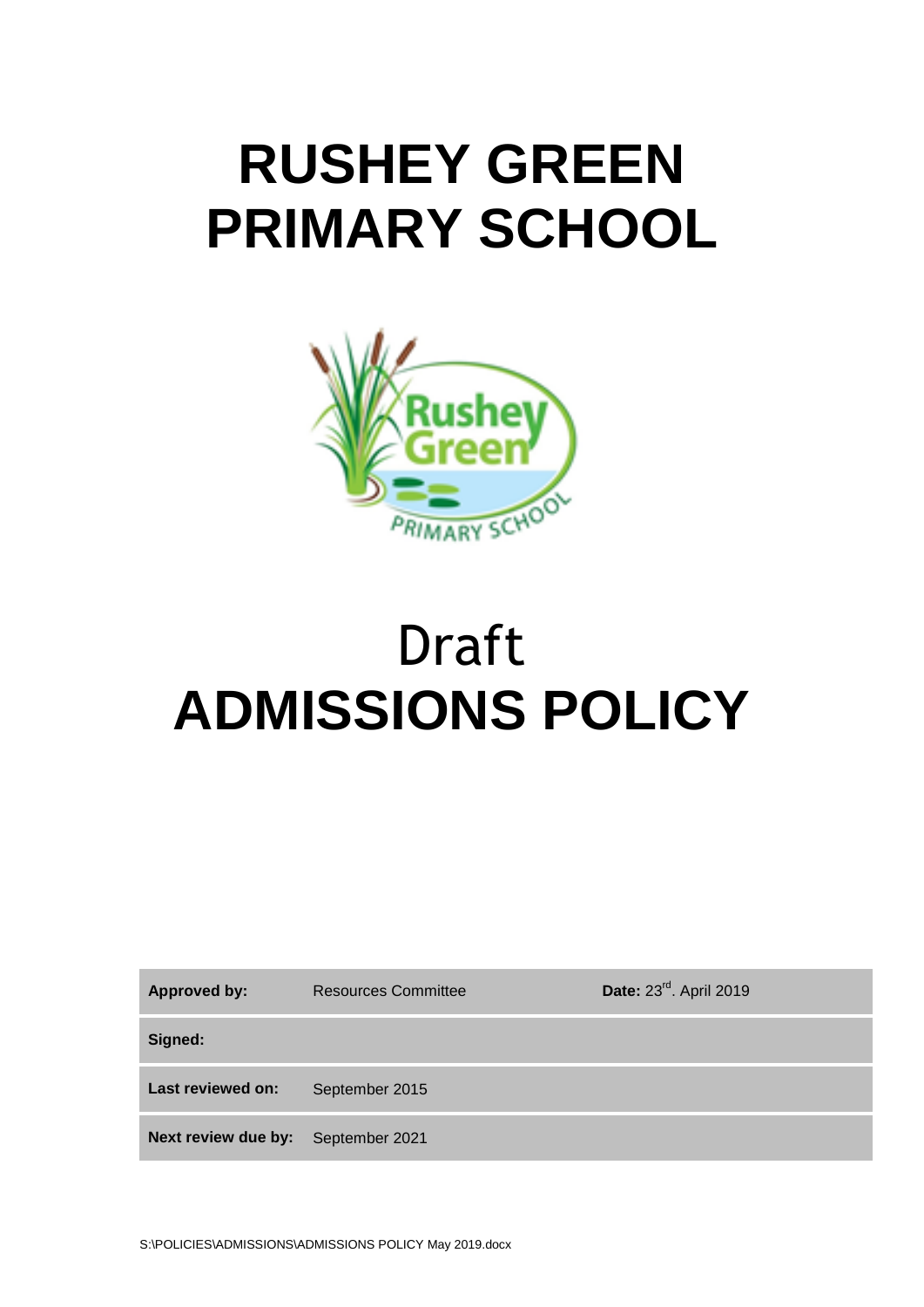# RUSHEY GREEN PRIMARY SCHOOL

Draft

# ADMISSIONS POLICY

| **Approved by:** | Resources Committee | **Date:** 23rd. April 2019 |
| --- | --- | --- |
| **Signed:** | | |
| **Last reviewed on:** | September 2015 | |
| **Next review due by:** | September 2021 | |

S:\POLICIES\ADMISSIONS\ADMISSIONS POLICY May 2019.docx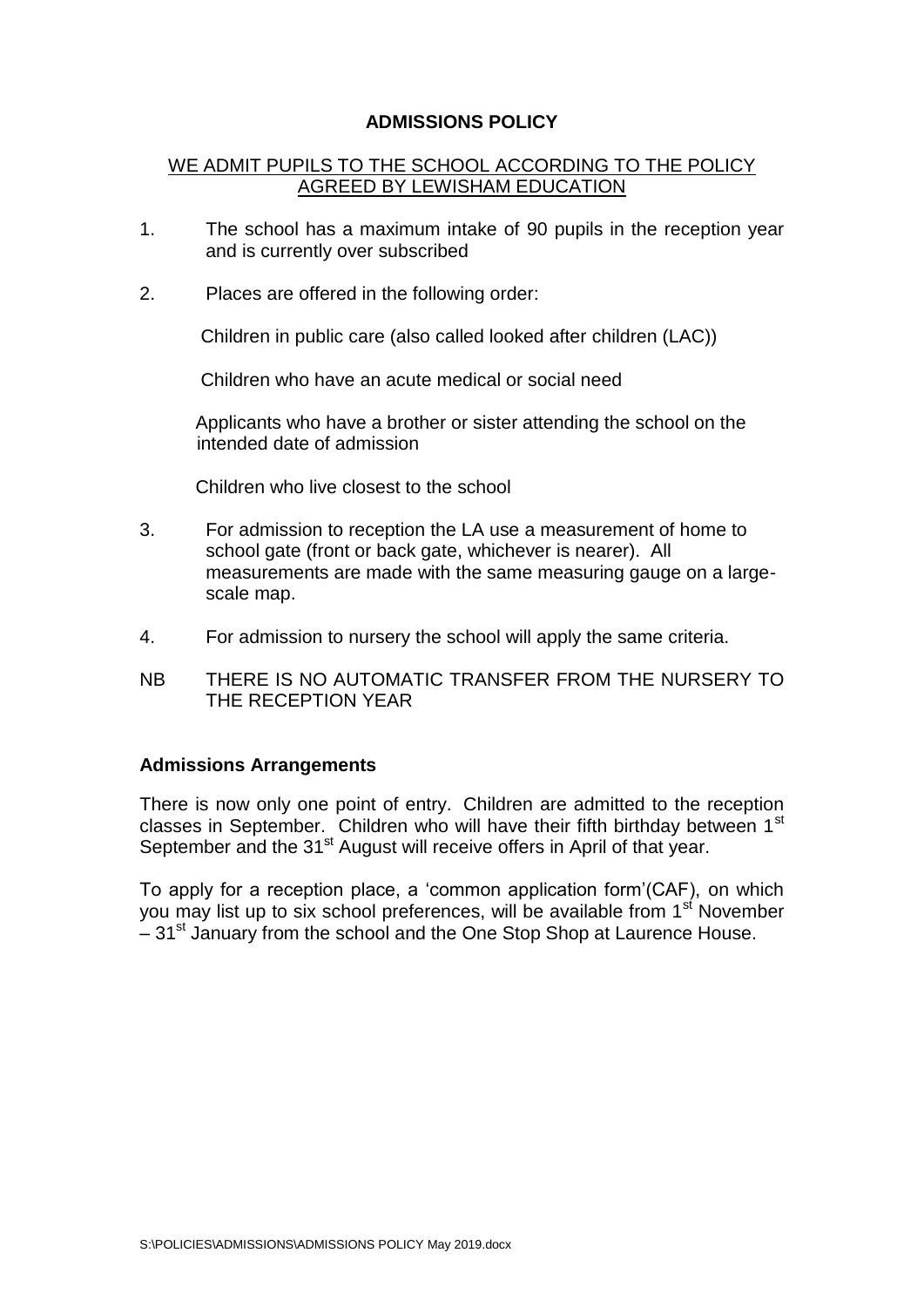# ADMISSIONS POLICY

WE ADMIT PUPILS TO THE SCHOOL ACCORDING TO THE POLICY AGREED BY LEWISHAM EDUCATION

1. The school has a maximum intake of 90 pupils in the reception year and is currently over subscribed

2. Places are offered in the following order:

   Children in public care (also called looked after children (LAC))

   Children who have an acute medical or social need

   Applicants who have a brother or sister attending the school on the intended date of admission

   Children who live closest to the school

3. For admission to reception the LA use a measurement of home to school gate (front or back gate, whichever is nearer). All measurements are made with the same measuring gauge on a large-scale map.

4. For admission to nursery the school will apply the same criteria.

NB THERE IS NO AUTOMATIC TRANSFER FROM THE NURSERY TO THE RECEPTION YEAR

## Admissions Arrangements

There is now only one point of entry. Children are admitted to the reception classes in September. Children who will have their fifth birthday between 1st September and the 31st August will receive offers in April of that year.

To apply for a reception place, a 'common application form'(CAF), on which you may list up to six school preferences, will be available from 1st November – 31st January from the school and the One Stop Shop at Laurence House.